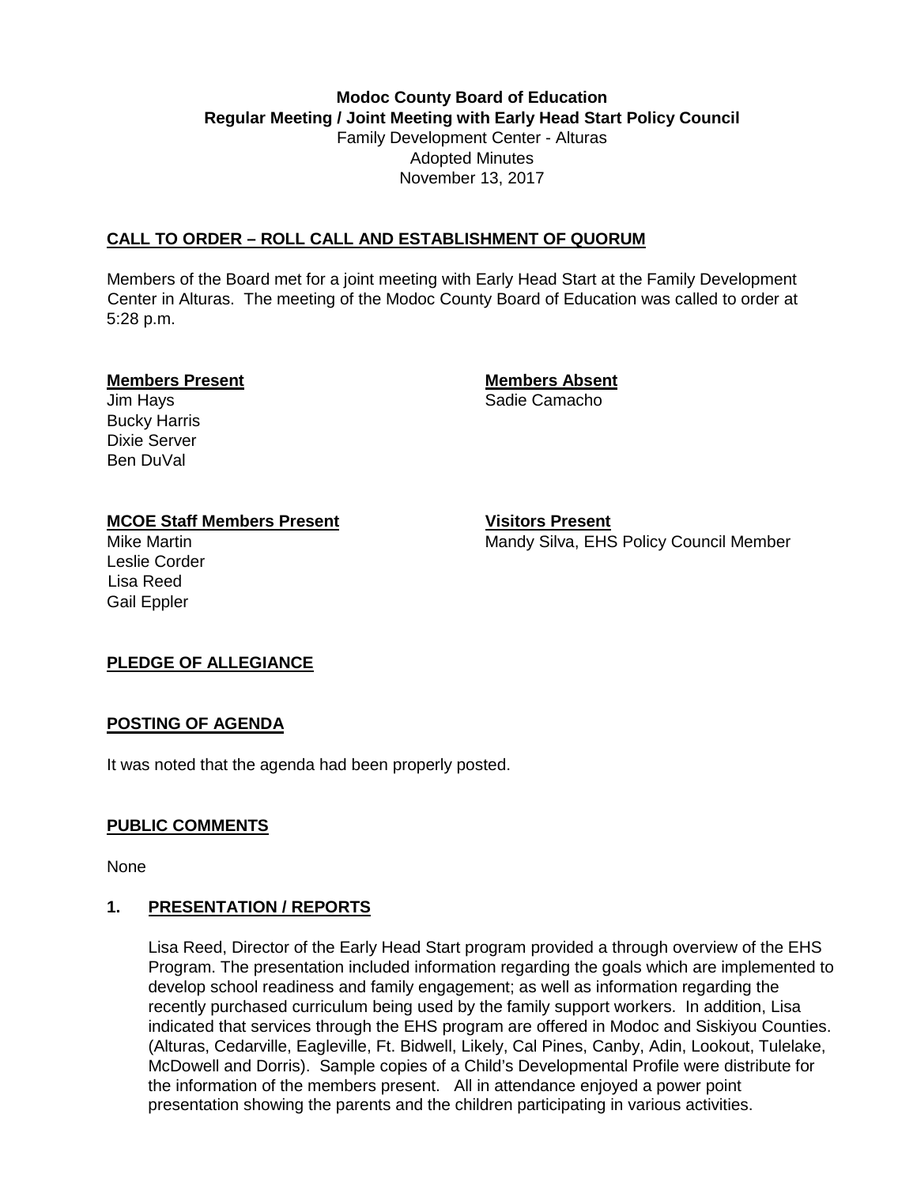**Modoc County Board of Education**
**Regular Meeting / Joint Meeting with Early Head Start Policy Council**
Family Development Center - Alturas
Adopted Minutes
November 13, 2017

## CALL TO ORDER – ROLL CALL AND ESTABLISHMENT OF QUORUM

Members of the Board met for a joint meeting with Early Head Start at the Family Development Center in Alturas. The meeting of the Modoc County Board of Education was called to order at 5:28 p.m.

**Members Present**
Jim Hays
Bucky Harris
Dixie Server
Ben DuVal

**Members Absent**
Sadie Camacho

**MCOE Staff Members Present**
Mike Martin
Leslie Corder
Lisa Reed
Gail Eppler

**Visitors Present**
Mandy Silva, EHS Policy Council Member

## PLEDGE OF ALLEGIANCE

## POSTING OF AGENDA

It was noted that the agenda had been properly posted.

## PUBLIC COMMENTS

None

## 1. PRESENTATION / REPORTS

Lisa Reed, Director of the Early Head Start program provided a through overview of the EHS Program. The presentation included information regarding the goals which are implemented to develop school readiness and family engagement; as well as information regarding the recently purchased curriculum being used by the family support workers. In addition, Lisa indicated that services through the EHS program are offered in Modoc and Siskiyou Counties. (Alturas, Cedarville, Eagleville, Ft. Bidwell, Likely, Cal Pines, Canby, Adin, Lookout, Tulelake, McDowell and Dorris). Sample copies of a Child's Developmental Profile were distribute for the information of the members present. All in attendance enjoyed a power point presentation showing the parents and the children participating in various activities.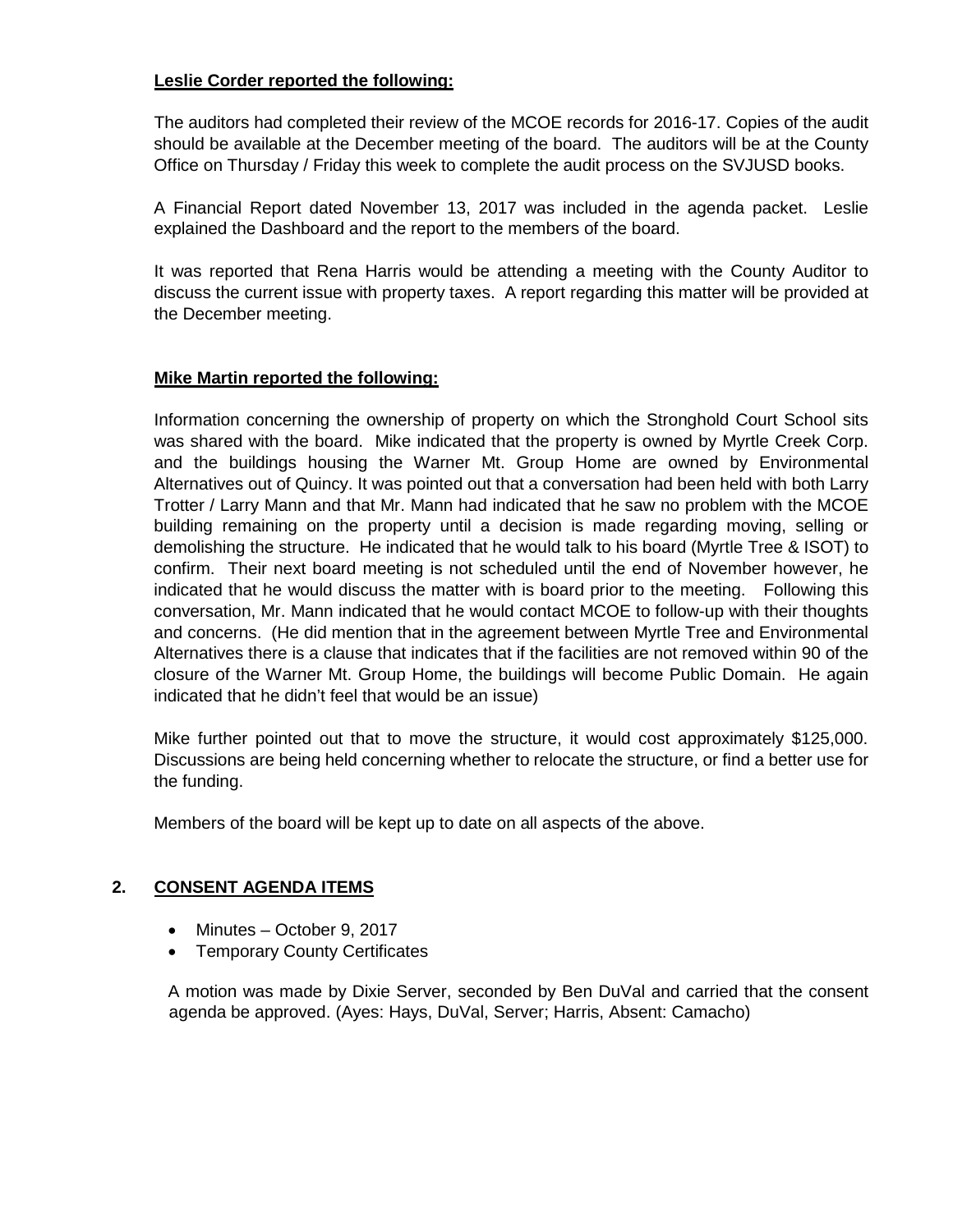**Leslie Corder reported the following:**

The auditors had completed their review of the MCOE records for 2016-17. Copies of the audit should be available at the December meeting of the board. The auditors will be at the County Office on Thursday / Friday this week to complete the audit process on the SVJUSD books.

A Financial Report dated November 13, 2017 was included in the agenda packet. Leslie explained the Dashboard and the report to the members of the board.

It was reported that Rena Harris would be attending a meeting with the County Auditor to discuss the current issue with property taxes. A report regarding this matter will be provided at the December meeting.

**Mike Martin reported the following:**

Information concerning the ownership of property on which the Stronghold Court School sits was shared with the board. Mike indicated that the property is owned by Myrtle Creek Corp. and the buildings housing the Warner Mt. Group Home are owned by Environmental Alternatives out of Quincy. It was pointed out that a conversation had been held with both Larry Trotter / Larry Mann and that Mr. Mann had indicated that he saw no problem with the MCOE building remaining on the property until a decision is made regarding moving, selling or demolishing the structure. He indicated that he would talk to his board (Myrtle Tree & ISOT) to confirm. Their next board meeting is not scheduled until the end of November however, he indicated that he would discuss the matter with is board prior to the meeting. Following this conversation, Mr. Mann indicated that he would contact MCOE to follow-up with their thoughts and concerns. (He did mention that in the agreement between Myrtle Tree and Environmental Alternatives there is a clause that indicates that if the facilities are not removed within 90 of the closure of the Warner Mt. Group Home, the buildings will become Public Domain. He again indicated that he didn't feel that would be an issue)

Mike further pointed out that to move the structure, it would cost approximately $125,000. Discussions are being held concerning whether to relocate the structure, or find a better use for the funding.

Members of the board will be kept up to date on all aspects of the above.

## 2. CONSENT AGENDA ITEMS

- Minutes – October 9, 2017
- Temporary County Certificates

A motion was made by Dixie Server, seconded by Ben DuVal and carried that the consent agenda be approved. (Ayes: Hays, DuVal, Server; Harris, Absent: Camacho)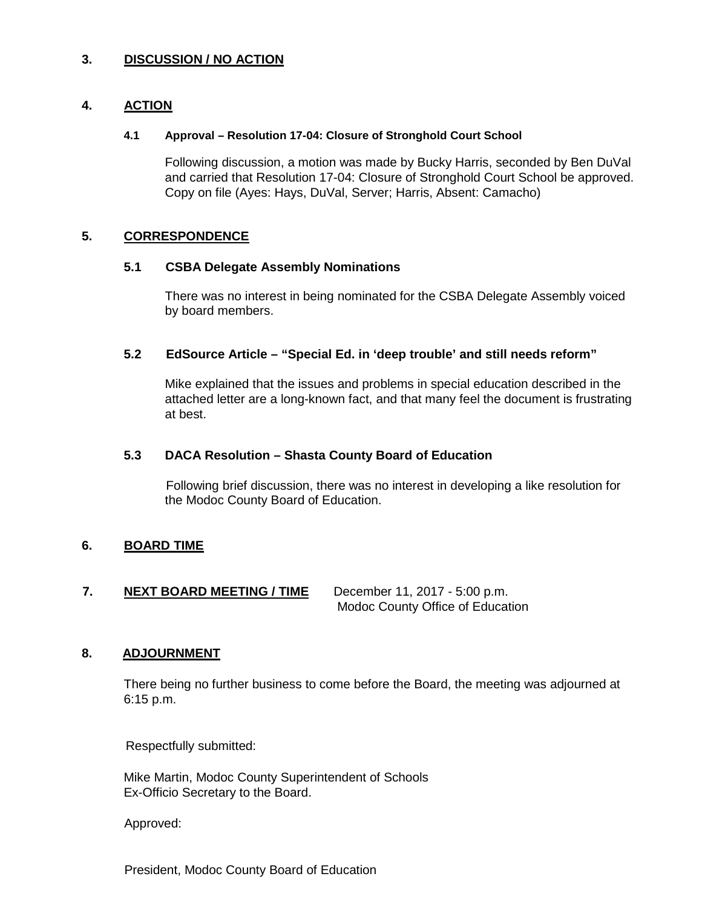**3. DISCUSSION / NO ACTION**

**4. ACTION**

**4.1 Approval – Resolution 17-04: Closure of Stronghold Court School**

Following discussion, a motion was made by Bucky Harris, seconded by Ben DuVal and carried that Resolution 17-04: Closure of Stronghold Court School be approved. Copy on file (Ayes: Hays, DuVal, Server; Harris, Absent: Camacho)

**5. CORRESPONDENCE**

**5.1 CSBA Delegate Assembly Nominations**

There was no interest in being nominated for the CSBA Delegate Assembly voiced by board members.

**5.2 EdSource Article – "Special Ed. in 'deep trouble' and still needs reform"**

Mike explained that the issues and problems in special education described in the attached letter are a long-known fact, and that many feel the document is frustrating at best.

**5.3 DACA Resolution – Shasta County Board of Education**

Following brief discussion, there was no interest in developing a like resolution for the Modoc County Board of Education.

**6. BOARD TIME**

**7. NEXT BOARD MEETING / TIME** December 11, 2017 - 5:00 p.m.
Modoc County Office of Education

**8. ADJOURNMENT**

There being no further business to come before the Board, the meeting was adjourned at 6:15 p.m.

Respectfully submitted:

Mike Martin, Modoc County Superintendent of Schools
Ex-Officio Secretary to the Board.

Approved:

President, Modoc County Board of Education